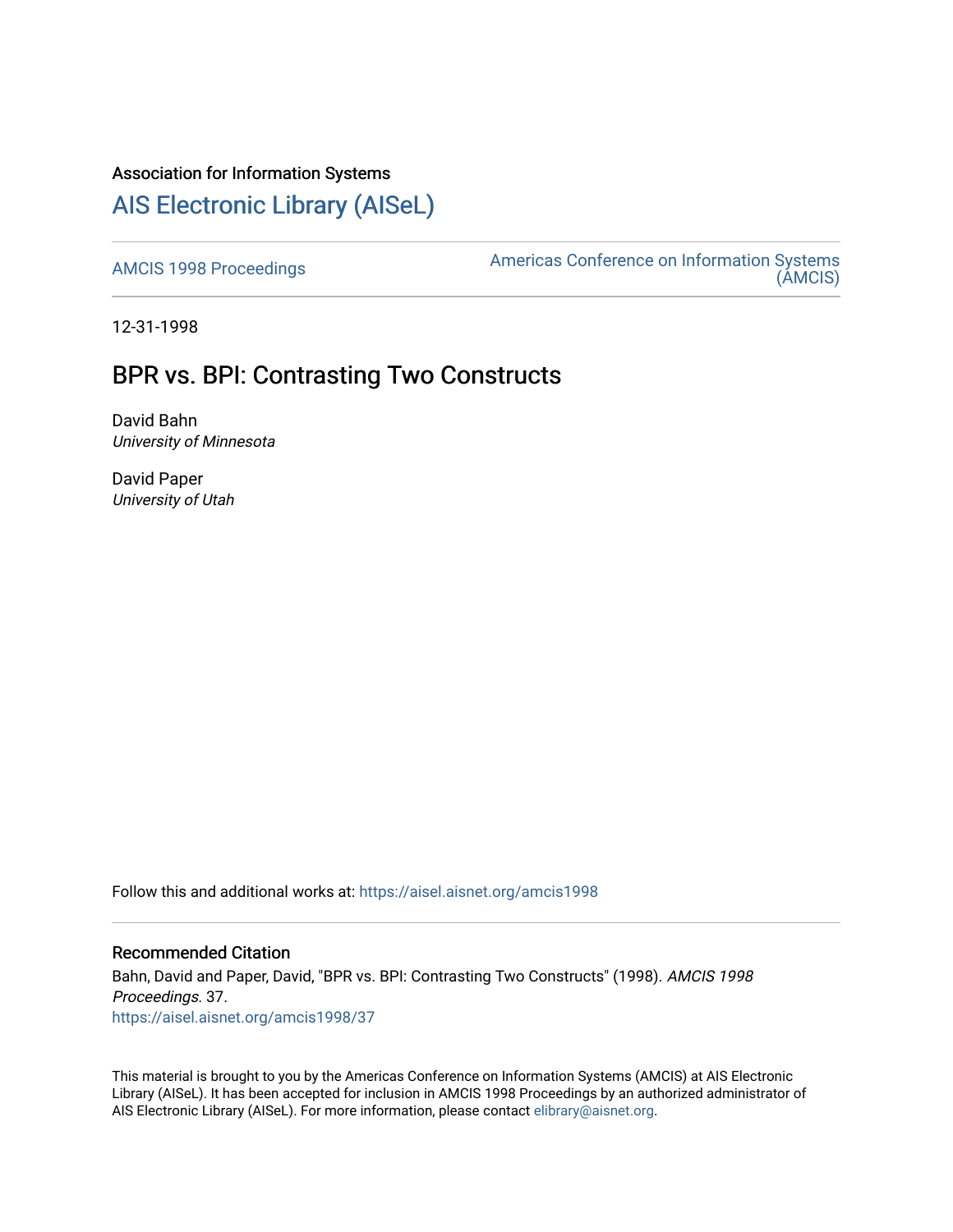Association for Information Systems

# AIS Electronic Library (AISeL)

AMCIS 1998 Proceedings

Americas Conference on Information Systems (AMCIS)

12-31-1998

## BPR vs. BPI: Contrasting Two Constructs

David Bahn
*University of Minnesota*

David Paper
*University of Utah*

Follow this and additional works at: https://aisel.aisnet.org/amcis1998

### Recommended Citation

Bahn, David and Paper, David, "BPR vs. BPI: Contrasting Two Constructs" (1998). *AMCIS 1998 Proceedings*. 37.
https://aisel.aisnet.org/amcis1998/37

This material is brought to you by the Americas Conference on Information Systems (AMCIS) at AIS Electronic Library (AISeL). It has been accepted for inclusion in AMCIS 1998 Proceedings by an authorized administrator of AIS Electronic Library (AISeL). For more information, please contact elibrary@aisnet.org.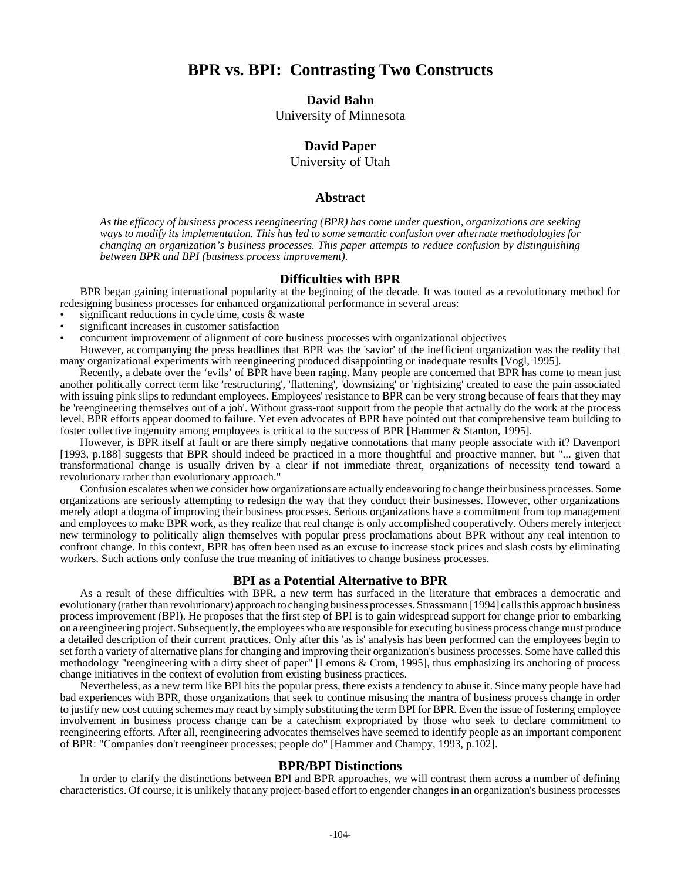# BPR vs. BPI: Contrasting Two Constructs

**David Bahn**
University of Minnesota

**David Paper**
University of Utah

## Abstract

*As the efficacy of business process reengineering (BPR) has come under question, organizations are seeking ways to modify its implementation. This has led to some semantic confusion over alternate methodologies for changing an organization's business processes. This paper attempts to reduce confusion by distinguishing between BPR and BPI (business process improvement).*

## Difficulties with BPR

BPR began gaining international popularity at the beginning of the decade. It was touted as a revolutionary method for redesigning business processes for enhanced organizational performance in several areas:

- significant reductions in cycle time, costs & waste
- significant increases in customer satisfaction
- concurrent improvement of alignment of core business processes with organizational objectives

However, accompanying the press headlines that BPR was the 'savior' of the inefficient organization was the reality that many organizational experiments with reengineering produced disappointing or inadequate results [Vogl, 1995].

Recently, a debate over the 'evils' of BPR have been raging. Many people are concerned that BPR has come to mean just another politically correct term like 'restructuring', 'flattening', 'downsizing' or 'rightsizing' created to ease the pain associated with issuing pink slips to redundant employees. Employees' resistance to BPR can be very strong because of fears that they may be 'reengineering themselves out of a job'. Without grass-root support from the people that actually do the work at the process level, BPR efforts appear doomed to failure. Yet even advocates of BPR have pointed out that comprehensive team building to foster collective ingenuity among employees is critical to the success of BPR [Hammer & Stanton, 1995].

However, is BPR itself at fault or are there simply negative connotations that many people associate with it? Davenport [1993, p.188] suggests that BPR should indeed be practiced in a more thoughtful and proactive manner, but "... given that transformational change is usually driven by a clear if not immediate threat, organizations of necessity tend toward a revolutionary rather than evolutionary approach."

Confusion escalates when we consider how organizations are actually endeavoring to change their business processes. Some organizations are seriously attempting to redesign the way that they conduct their businesses. However, other organizations merely adopt a dogma of improving their business processes. Serious organizations have a commitment from top management and employees to make BPR work, as they realize that real change is only accomplished cooperatively. Others merely interject new terminology to politically align themselves with popular press proclamations about BPR without any real intention to confront change. In this context, BPR has often been used as an excuse to increase stock prices and slash costs by eliminating workers. Such actions only confuse the true meaning of initiatives to change business processes.

## BPI as a Potential Alternative to BPR

As a result of these difficulties with BPR, a new term has surfaced in the literature that embraces a democratic and evolutionary (rather than revolutionary) approach to changing business processes. Strassmann [1994] calls this approach business process improvement (BPI). He proposes that the first step of BPI is to gain widespread support for change prior to embarking on a reengineering project. Subsequently, the employees who are responsible for executing business process change must produce a detailed description of their current practices. Only after this 'as is' analysis has been performed can the employees begin to set forth a variety of alternative plans for changing and improving their organization's business processes. Some have called this methodology "reengineering with a dirty sheet of paper" [Lemons & Crom, 1995], thus emphasizing its anchoring of process change initiatives in the context of evolution from existing business practices.

Nevertheless, as a new term like BPI hits the popular press, there exists a tendency to abuse it. Since many people have had bad experiences with BPR, those organizations that seek to continue misusing the mantra of business process change in order to justify new cost cutting schemes may react by simply substituting the term BPI for BPR. Even the issue of fostering employee involvement in business process change can be a catechism expropriated by those who seek to declare commitment to reengineering efforts. After all, reengineering advocates themselves have seemed to identify people as an important component of BPR: "Companies don't reengineer processes; people do" [Hammer and Champy, 1993, p.102].

## BPR/BPI Distinctions

In order to clarify the distinctions between BPI and BPR approaches, we will contrast them across a number of defining characteristics. Of course, it is unlikely that any project-based effort to engender changes in an organization's business processes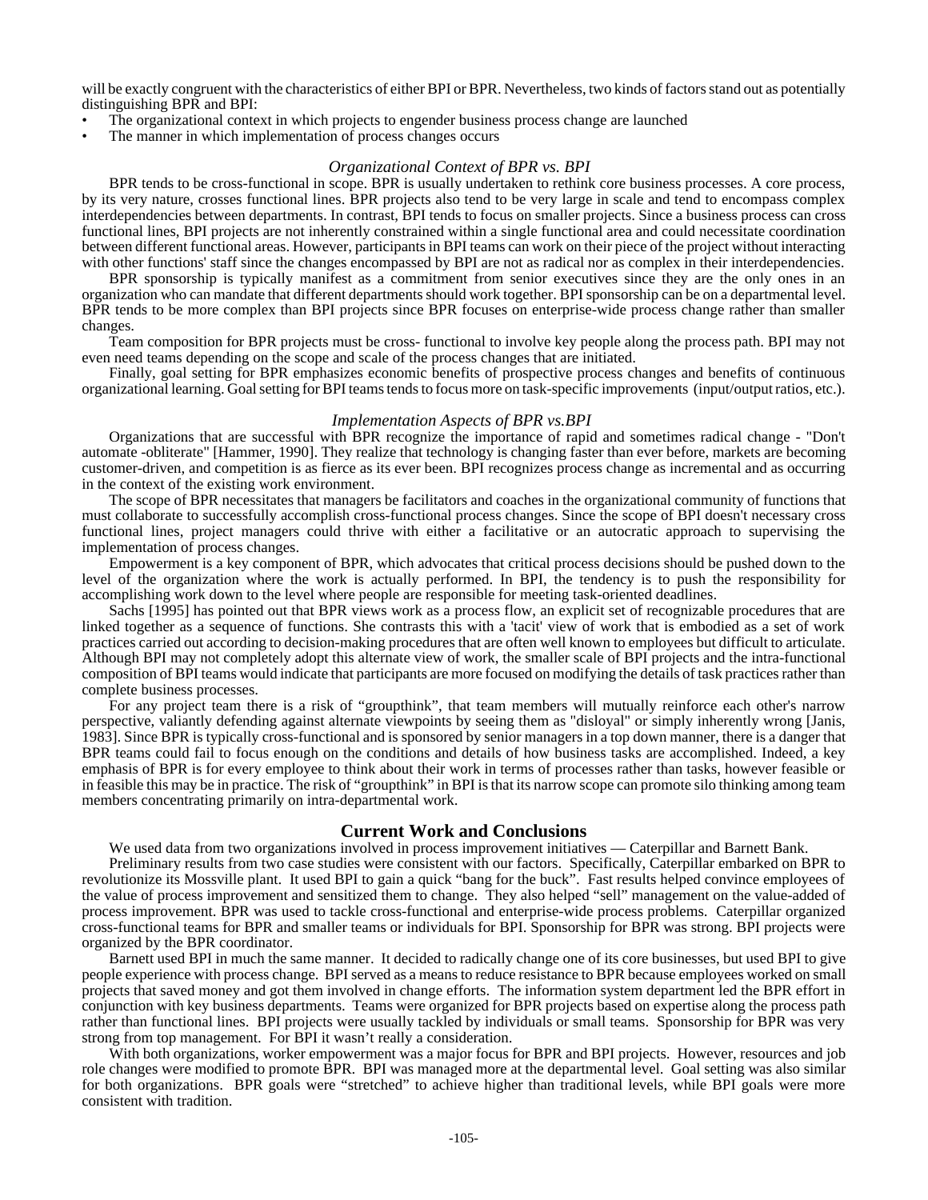will be exactly congruent with the characteristics of either BPI or BPR. Nevertheless, two kinds of factors stand out as potentially distinguishing BPR and BPI:

- The organizational context in which projects to engender business process change are launched
- The manner in which implementation of process changes occurs

### *Organizational Context of BPR vs. BPI*

BPR tends to be cross-functional in scope. BPR is usually undertaken to rethink core business processes. A core process, by its very nature, crosses functional lines. BPR projects also tend to be very large in scale and tend to encompass complex interdependencies between departments. In contrast, BPI tends to focus on smaller projects. Since a business process can cross functional lines, BPI projects are not inherently constrained within a single functional area and could necessitate coordination between different functional areas. However, participants in BPI teams can work on their piece of the project without interacting with other functions' staff since the changes encompassed by BPI are not as radical nor as complex in their interdependencies.

BPR sponsorship is typically manifest as a commitment from senior executives since they are the only ones in an organization who can mandate that different departments should work together. BPI sponsorship can be on a departmental level. BPR tends to be more complex than BPI projects since BPR focuses on enterprise-wide process change rather than smaller changes.

Team composition for BPR projects must be cross- functional to involve key people along the process path. BPI may not even need teams depending on the scope and scale of the process changes that are initiated.

Finally, goal setting for BPR emphasizes economic benefits of prospective process changes and benefits of continuous organizational learning. Goal setting for BPI teams tends to focus more on task-specific improvements (input/output ratios, etc.).

### *Implementation Aspects of BPR vs.BPI*

Organizations that are successful with BPR recognize the importance of rapid and sometimes radical change - "Don't automate -obliterate" [Hammer, 1990]. They realize that technology is changing faster than ever before, markets are becoming customer-driven, and competition is as fierce as its ever been. BPI recognizes process change as incremental and as occurring in the context of the existing work environment.

The scope of BPR necessitates that managers be facilitators and coaches in the organizational community of functions that must collaborate to successfully accomplish cross-functional process changes. Since the scope of BPI doesn't necessary cross functional lines, project managers could thrive with either a facilitative or an autocratic approach to supervising the implementation of process changes.

Empowerment is a key component of BPR, which advocates that critical process decisions should be pushed down to the level of the organization where the work is actually performed. In BPI, the tendency is to push the responsibility for accomplishing work down to the level where people are responsible for meeting task-oriented deadlines.

Sachs [1995] has pointed out that BPR views work as a process flow, an explicit set of recognizable procedures that are linked together as a sequence of functions. She contrasts this with a 'tacit' view of work that is embodied as a set of work practices carried out according to decision-making procedures that are often well known to employees but difficult to articulate. Although BPI may not completely adopt this alternate view of work, the smaller scale of BPI projects and the intra-functional composition of BPI teams would indicate that participants are more focused on modifying the details of task practices rather than complete business processes.

For any project team there is a risk of "groupthink", that team members will mutually reinforce each other's narrow perspective, valiantly defending against alternate viewpoints by seeing them as "disloyal" or simply inherently wrong [Janis, 1983]. Since BPR is typically cross-functional and is sponsored by senior managers in a top down manner, there is a danger that BPR teams could fail to focus enough on the conditions and details of how business tasks are accomplished. Indeed, a key emphasis of BPR is for every employee to think about their work in terms of processes rather than tasks, however feasible or in feasible this may be in practice. The risk of "groupthink" in BPI is that its narrow scope can promote silo thinking among team members concentrating primarily on intra-departmental work.

## Current Work and Conclusions

We used data from two organizations involved in process improvement initiatives — Caterpillar and Barnett Bank.

Preliminary results from two case studies were consistent with our factors. Specifically, Caterpillar embarked on BPR to revolutionize its Mossville plant. It used BPI to gain a quick "bang for the buck". Fast results helped convince employees of the value of process improvement and sensitized them to change. They also helped "sell" management on the value-added of process improvement. BPR was used to tackle cross-functional and enterprise-wide process problems. Caterpillar organized cross-functional teams for BPR and smaller teams or individuals for BPI. Sponsorship for BPR was strong. BPI projects were organized by the BPR coordinator.

Barnett used BPI in much the same manner. It decided to radically change one of its core businesses, but used BPI to give people experience with process change. BPI served as a means to reduce resistance to BPR because employees worked on small projects that saved money and got them involved in change efforts. The information system department led the BPR effort in conjunction with key business departments. Teams were organized for BPR projects based on expertise along the process path rather than functional lines. BPI projects were usually tackled by individuals or small teams. Sponsorship for BPR was very strong from top management. For BPI it wasn't really a consideration.

With both organizations, worker empowerment was a major focus for BPR and BPI projects. However, resources and job role changes were modified to promote BPR. BPI was managed more at the departmental level. Goal setting was also similar for both organizations. BPR goals were "stretched" to achieve higher than traditional levels, while BPI goals were more consistent with tradition.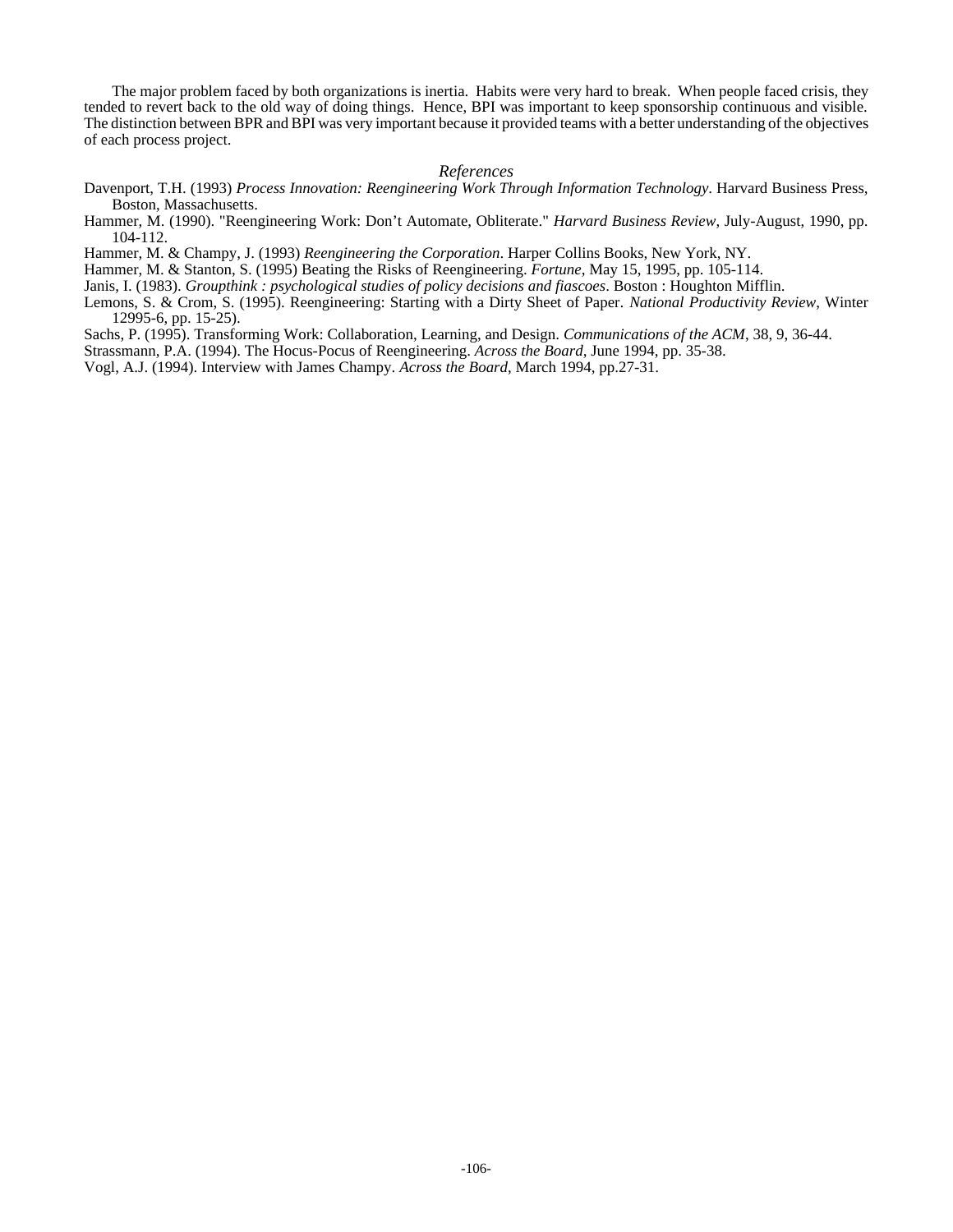The major problem faced by both organizations is inertia. Habits were very hard to break. When people faced crisis, they tended to revert back to the old way of doing things. Hence, BPI was important to keep sponsorship continuous and visible. The distinction between BPR and BPI was very important because it provided teams with a better understanding of the objectives of each process project.

## *References*

Davenport, T.H. (1993) *Process Innovation: Reengineering Work Through Information Technology*. Harvard Business Press, Boston, Massachusetts.

Hammer, M. (1990). "Reengineering Work: Don't Automate, Obliterate." *Harvard Business Review*, July-August, 1990, pp. 104-112.

Hammer, M. & Champy, J. (1993) *Reengineering the Corporation*. Harper Collins Books, New York, NY.

Hammer, M. & Stanton, S. (1995) Beating the Risks of Reengineering. *Fortune*, May 15, 1995, pp. 105-114.

Janis, I. (1983). *Groupthink : psychological studies of policy decisions and fiascoes*. Boston : Houghton Mifflin.

Lemons, S. & Crom, S. (1995). Reengineering: Starting with a Dirty Sheet of Paper. *National Productivity Review*, Winter 12995-6, pp. 15-25).

Sachs, P. (1995). Transforming Work: Collaboration, Learning, and Design. *Communications of the ACM*, 38, 9, 36-44.

Strassmann, P.A. (1994). The Hocus-Pocus of Reengineering. *Across the Board*, June 1994, pp. 35-38.

Vogl, A.J. (1994). Interview with James Champy. *Across the Board*, March 1994, pp.27-31.